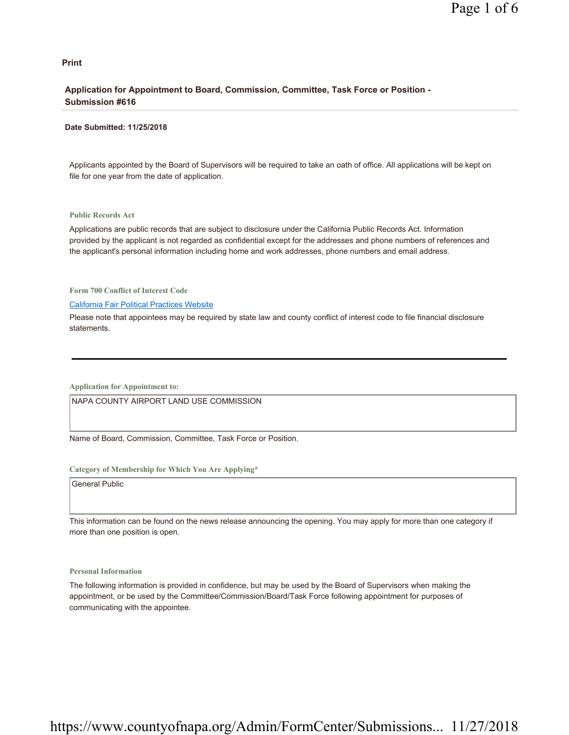**Print**

## Application for Appointment to Board, Commission, Committee, Task Force or Position - Submission #616

**Date Submitted: 11/25/2018**

Applicants appointed by the Board of Supervisors will be required to take an oath of office. All applications will be kept on file for one year from the date of application.

### Public Records Act

Applications are public records that are subject to disclosure under the California Public Records Act. Information provided by the applicant is not regarded as confidential except for the addresses and phone numbers of references and the applicant's personal information including home and work addresses, phone numbers and email address.

### Form 700 Conflict of Interest Code

[California Fair Political Practices Website]

Please note that appointees may be required by state law and county conflict of interest code to file financial disclosure statements.

---

### Application for Appointment to:

NAPA COUNTY AIRPORT LAND USE COMMISSION

Name of Board, Commission, Committee, Task Force or Position.

### Category of Membership for Which You Are Applying*

General Public

This information can be found on the news release announcing the opening. You may apply for more than one category if more than one position is open.

### Personal Information

The following information is provided in confidence, but may be used by the Board of Supervisors when making the appointment, or be used by the Committee/Commission/Board/Task Force following appointment for purposes of communicating with the appointee.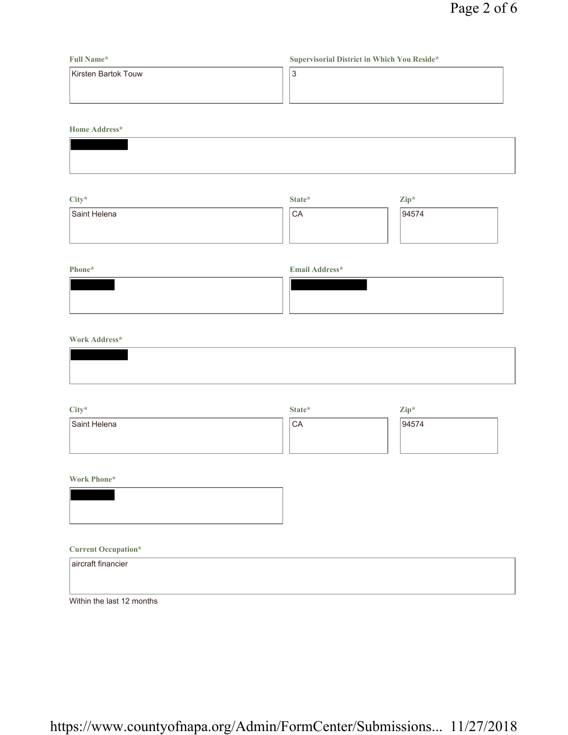**Full Name***

Kirsten Bartok Touw

**Supervisorial District in Which You Reside***

3

**Home Address***

[REDACTED]

**City***

Saint Helena

**State***

CA

**Zip***

94574

**Phone***

[REDACTED]

**Email Address***

[REDACTED]

**Work Address***

[REDACTED]

**City***

Saint Helena

**State***

CA

**Zip***

94574

**Work Phone***

[REDACTED]

**Current Occupation***

aircraft financier

Within the last 12 months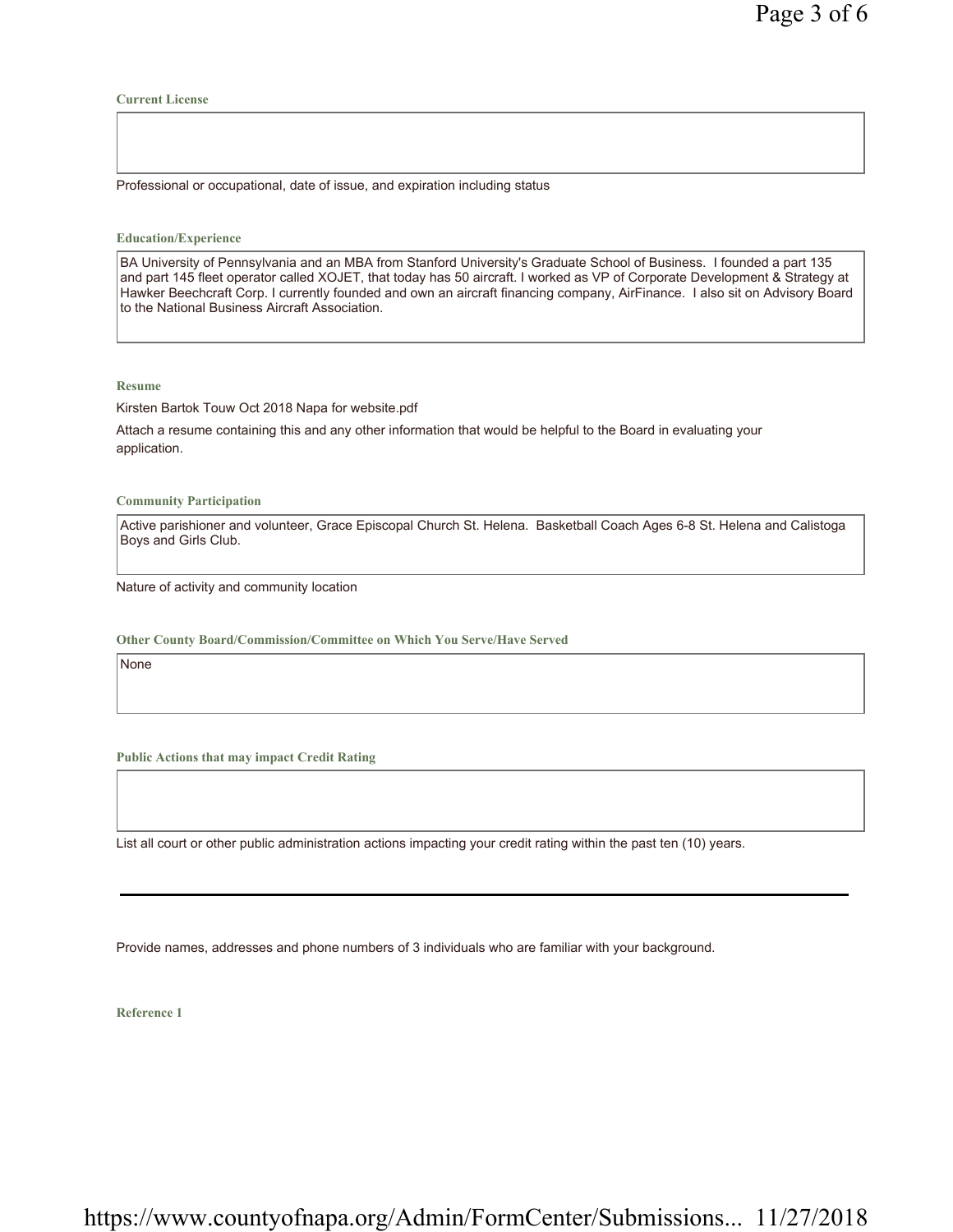**Current License**

Professional or occupational, date of issue, and expiration including status

**Education/Experience**

BA University of Pennsylvania and an MBA from Stanford University's Graduate School of Business. I founded a part 135 and part 145 fleet operator called XOJET, that today has 50 aircraft. I worked as VP of Corporate Development & Strategy at Hawker Beechcraft Corp. I currently founded and own an aircraft financing company, AirFinance. I also sit on Advisory Board to the National Business Aircraft Association.

**Resume**

Kirsten Bartok Touw Oct 2018 Napa for website.pdf

Attach a resume containing this and any other information that would be helpful to the Board in evaluating your application.

**Community Participation**

Active parishioner and volunteer, Grace Episcopal Church St. Helena. Basketball Coach Ages 6-8 St. Helena and Calistoga Boys and Girls Club.

Nature of activity and community location

**Other County Board/Commission/Committee on Which You Serve/Have Served**

None

**Public Actions that may impact Credit Rating**

List all court or other public administration actions impacting your credit rating within the past ten (10) years.

---

Provide names, addresses and phone numbers of 3 individuals who are familiar with your background.

**Reference 1**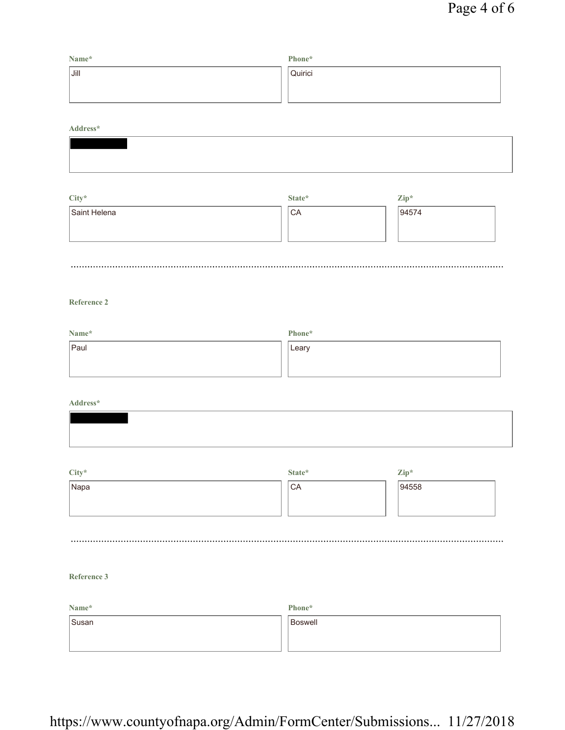**Name***

Jill

**Phone***

Quirici

**Address***

█████

**City***

Saint Helena

**State***

CA

**Zip***

94574

---

**Reference 2**

**Name***

Paul

**Phone***

Leary

**Address***

█████

**City***

Napa

**State***

CA

**Zip***

94558

---

**Reference 3**

**Name***

Susan

**Phone***

Boswell

https://www.countyofnapa.org/Admin/FormCenter/Submissions... 11/27/2018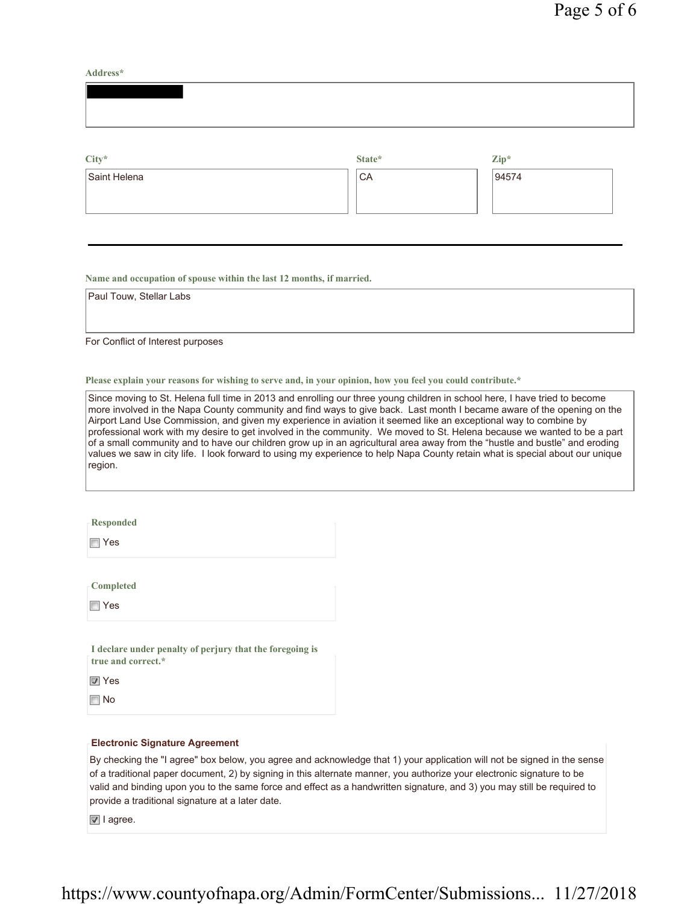**Address***

█████████

| **City*** | **State*** | **Zip*** |
| --- | --- | --- |
| Saint Helena | CA | 94574 |

---

**Name and occupation of spouse within the last 12 months, if married.**

Paul Touw, Stellar Labs

For Conflict of Interest purposes

**Please explain your reasons for wishing to serve and, in your opinion, how you feel you could contribute.***

Since moving to St. Helena full time in 2013 and enrolling our three young children in school here, I have tried to become more involved in the Napa County community and find ways to give back. Last month I became aware of the opening on the Airport Land Use Commission, and given my experience in aviation it seemed like an exceptional way to combine by professional work with my desire to get involved in the community. We moved to St. Helena because we wanted to be a part of a small community and to have our children grow up in an agricultural area away from the "hustle and bustle" and eroding values we saw in city life. I look forward to using my experience to help Napa County retain what is special about our unique region.

**Responded**

☐ Yes

**Completed**

☐ Yes

**I declare under penalty of perjury that the foregoing is true and correct.***

☑ Yes

☐ No

**Electronic Signature Agreement**

By checking the "I agree" box below, you agree and acknowledge that 1) your application will not be signed in the sense of a traditional paper document, 2) by signing in this alternate manner, you authorize your electronic signature to be valid and binding upon you to the same force and effect as a handwritten signature, and 3) you may still be required to provide a traditional signature at a later date.

☑ I agree.

https://www.countyofnapa.org/Admin/FormCenter/Submissions... 11/27/2018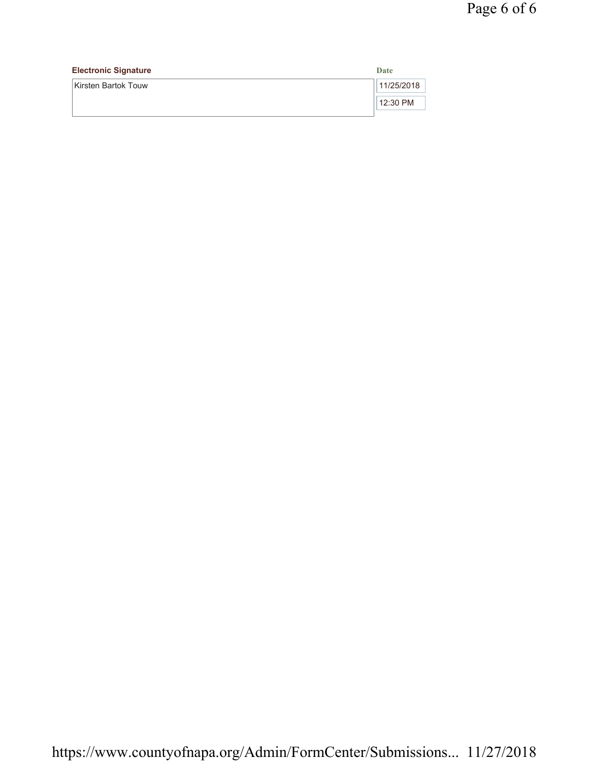**Electronic Signature**

Kirsten Bartok Touw

**Date**

11/25/2018

12:30 PM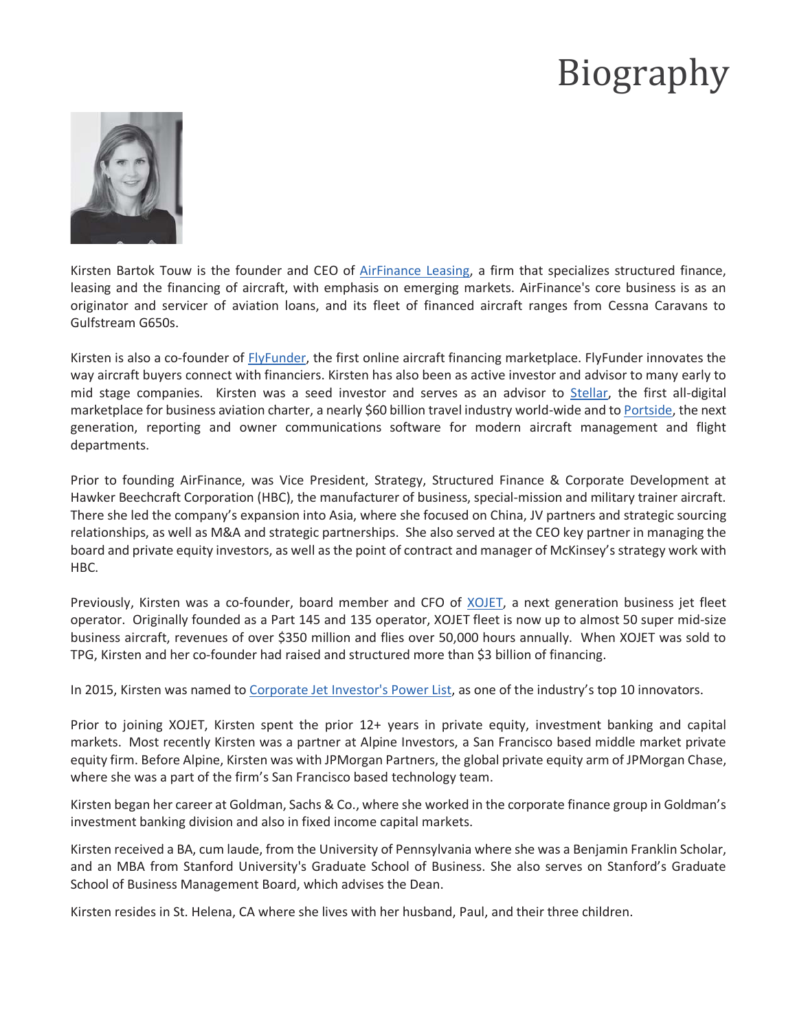# Biography

Kirsten Bartok Touw is the founder and CEO of AirFinance Leasing, a firm that specializes structured finance, leasing and the financing of aircraft, with emphasis on emerging markets. AirFinance's core business is as an originator and servicer of aviation loans, and its fleet of financed aircraft ranges from Cessna Caravans to Gulfstream G650s.

Kirsten is also a co-founder of FlyFunder, the first online aircraft financing marketplace. FlyFunder innovates the way aircraft buyers connect with financiers. Kirsten has also been as active investor and advisor to many early to mid stage companies. Kirsten was a seed investor and serves as an advisor to Stellar, the first all-digital marketplace for business aviation charter, a nearly $60 billion travel industry world-wide and to Portside, the next generation, reporting and owner communications software for modern aircraft management and flight departments.

Prior to founding AirFinance, was Vice President, Strategy, Structured Finance & Corporate Development at Hawker Beechcraft Corporation (HBC), the manufacturer of business, special-mission and military trainer aircraft. There she led the company's expansion into Asia, where she focused on China, JV partners and strategic sourcing relationships, as well as M&A and strategic partnerships. She also served at the CEO key partner in managing the board and private equity investors, as well as the point of contract and manager of McKinsey's strategy work with HBC.

Previously, Kirsten was a co-founder, board member and CFO of XOJET, a next generation business jet fleet operator. Originally founded as a Part 145 and 135 operator, XOJET fleet is now up to almost 50 super mid-size business aircraft, revenues of over $350 million and flies over 50,000 hours annually. When XOJET was sold to TPG, Kirsten and her co-founder had raised and structured more than $3 billion of financing.

In 2015, Kirsten was named to Corporate Jet Investor's Power List, as one of the industry's top 10 innovators.

Prior to joining XOJET, Kirsten spent the prior 12+ years in private equity, investment banking and capital markets. Most recently Kirsten was a partner at Alpine Investors, a San Francisco based middle market private equity firm. Before Alpine, Kirsten was with JPMorgan Partners, the global private equity arm of JPMorgan Chase, where she was a part of the firm's San Francisco based technology team.

Kirsten began her career at Goldman, Sachs & Co., where she worked in the corporate finance group in Goldman's investment banking division and also in fixed income capital markets.

Kirsten received a BA, cum laude, from the University of Pennsylvania where she was a Benjamin Franklin Scholar, and an MBA from Stanford University's Graduate School of Business. She also serves on Stanford's Graduate School of Business Management Board, which advises the Dean.

Kirsten resides in St. Helena, CA where she lives with her husband, Paul, and their three children.